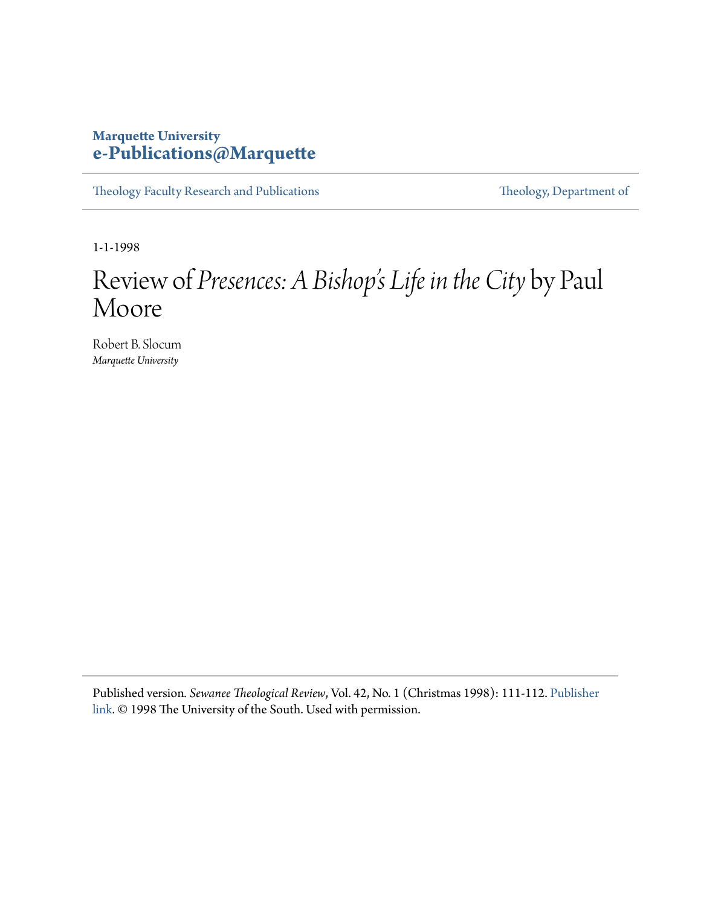Marquette University
**e-Publications@Marquette**

Theology Faculty Research and Publications | Theology, Department of

1-1-1998

# Review of *Presences: A Bishop's Life in the City* by Paul Moore

Robert B. Slocum
*Marquette University*

Published version. *Sewanee Theological Review*, Vol. 42, No. 1 (Christmas 1998): 111-112. Publisher link. © 1998 The University of the South. Used with permission.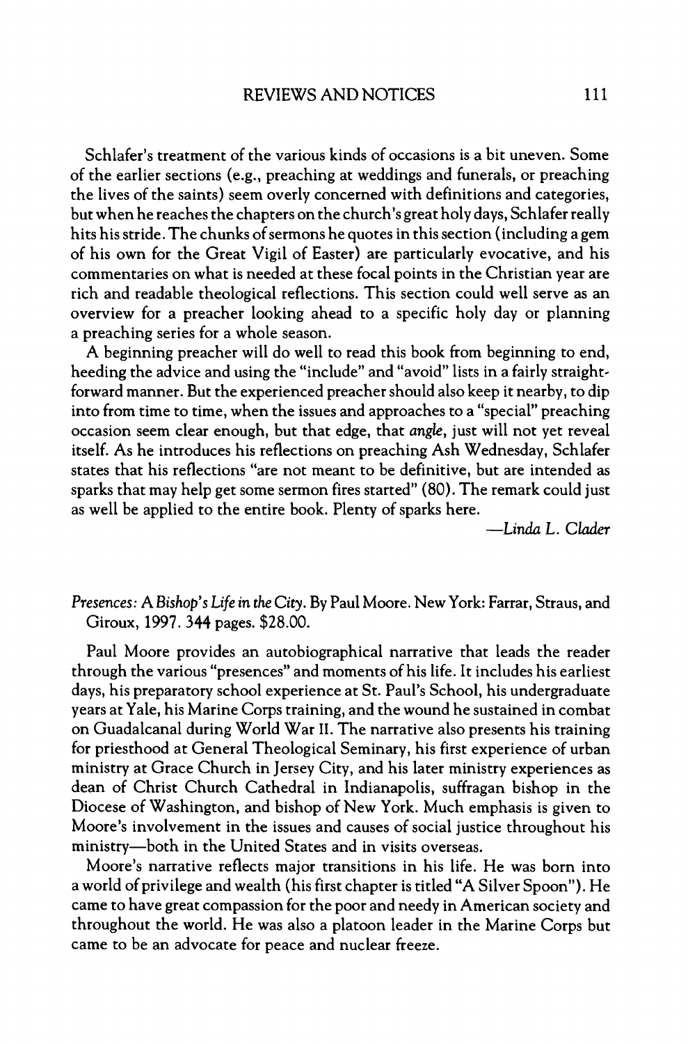Schlafer's treatment of the various kinds of occasions is a bit uneven. Some of the earlier sections (e.g., preaching at weddings and funerals, or preaching the lives of the saints) seem overly concerned with definitions and categories, but when he reaches the chapters on the church's great holy days, Schlafer really hits his stride. The chunks of sermons he quotes in this section (including a gem of his own for the Great Vigil of Easter) are particularly evocative, and his commentaries on what is needed at these focal points in the Christian year are rich and readable theological reflections. This section could well serve as an overview for a preacher looking ahead to a specific holy day or planning a preaching series for a whole season.

A beginning preacher will do well to read this book from beginning to end, heeding the advice and using the "include" and "avoid" lists in a fairly straightforward manner. But the experienced preacher should also keep it nearby, to dip into from time to time, when the issues and approaches to a "special" preaching occasion seem clear enough, but that edge, that *angle*, just will not yet reveal itself. As he introduces his reflections on preaching Ash Wednesday, Schlafer states that his reflections "are not meant to be definitive, but are intended as sparks that may help get some sermon fires started" (80). The remark could just as well be applied to the entire book. Plenty of sparks here.

—*Linda L. Clader*

*Presences: A Bishop's Life in the City*. By Paul Moore. New York: Farrar, Straus, and Giroux, 1997. 344 pages. $28.00.

Paul Moore provides an autobiographical narrative that leads the reader through the various "presences" and moments of his life. It includes his earliest days, his preparatory school experience at St. Paul's School, his undergraduate years at Yale, his Marine Corps training, and the wound he sustained in combat on Guadalcanal during World War II. The narrative also presents his training for priesthood at General Theological Seminary, his first experience of urban ministry at Grace Church in Jersey City, and his later ministry experiences as dean of Christ Church Cathedral in Indianapolis, suffragan bishop in the Diocese of Washington, and bishop of New York. Much emphasis is given to Moore's involvement in the issues and causes of social justice throughout his ministry—both in the United States and in visits overseas.

Moore's narrative reflects major transitions in his life. He was born into a world of privilege and wealth (his first chapter is titled "A Silver Spoon"). He came to have great compassion for the poor and needy in American society and throughout the world. He was also a platoon leader in the Marine Corps but came to be an advocate for peace and nuclear freeze.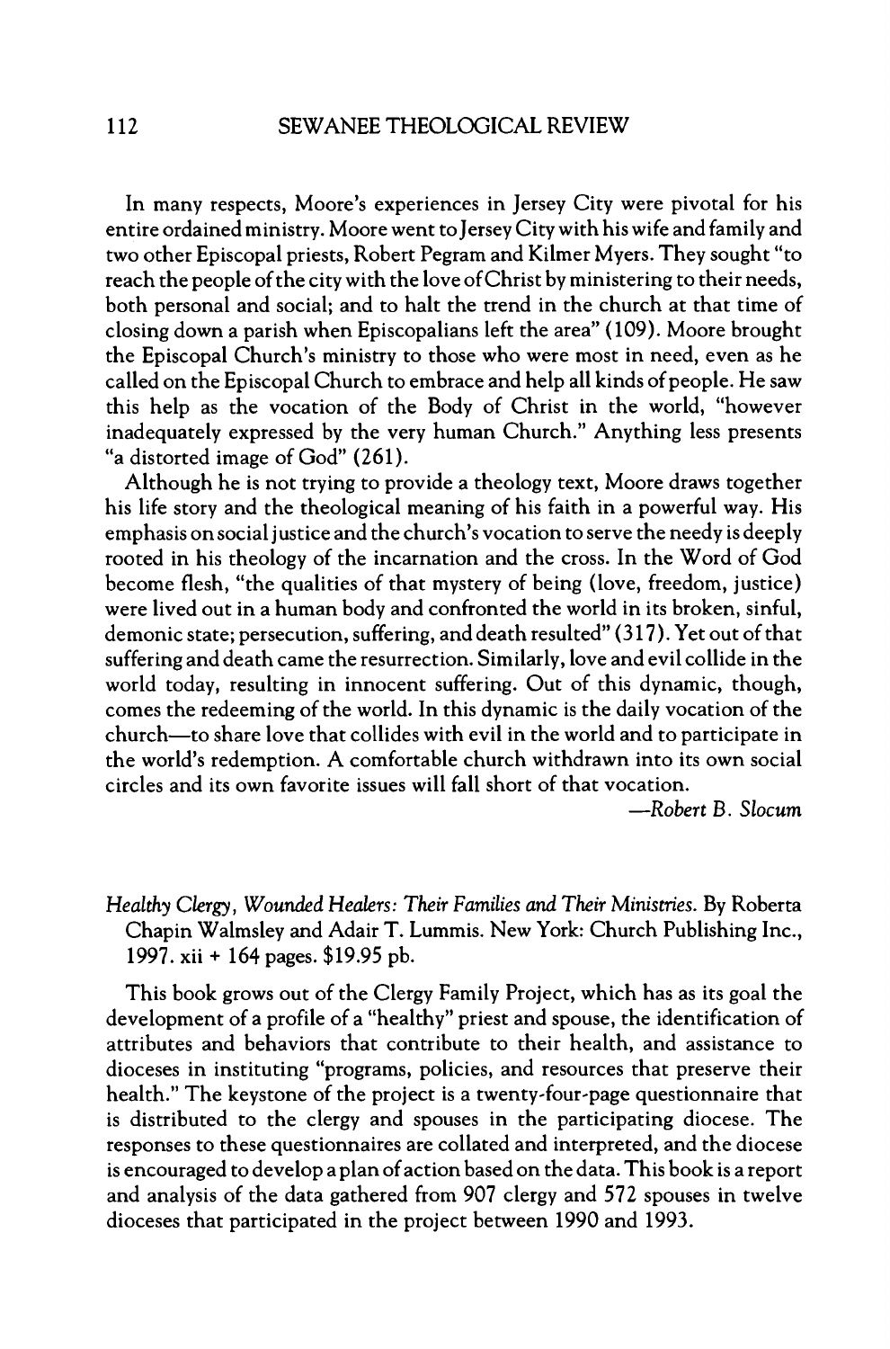In many respects, Moore's experiences in Jersey City were pivotal for his entire ordained ministry. Moore went to Jersey City with his wife and family and two other Episcopal priests, Robert Pegram and Kilmer Myers. They sought "to reach the people of the city with the love of Christ by ministering to their needs, both personal and social; and to halt the trend in the church at that time of closing down a parish when Episcopalians left the area" (109). Moore brought the Episcopal Church's ministry to those who were most in need, even as he called on the Episcopal Church to embrace and help all kinds of people. He saw this help as the vocation of the Body of Christ in the world, "however inadequately expressed by the very human Church." Anything less presents "a distorted image of God" (261).

Although he is not trying to provide a theology text, Moore draws together his life story and the theological meaning of his faith in a powerful way. His emphasis on social justice and the church's vocation to serve the needy is deeply rooted in his theology of the incarnation and the cross. In the Word of God become flesh, "the qualities of that mystery of being (love, freedom, justice) were lived out in a human body and confronted the world in its broken, sinful, demonic state; persecution, suffering, and death resulted" (317). Yet out of that suffering and death came the resurrection. Similarly, love and evil collide in the world today, resulting in innocent suffering. Out of this dynamic, though, comes the redeeming of the world. In this dynamic is the daily vocation of the church—to share love that collides with evil in the world and to participate in the world's redemption. A comfortable church withdrawn into its own social circles and its own favorite issues will fall short of that vocation.

—*Robert B. Slocum*

*Healthy Clergy, Wounded Healers: Their Families and Their Ministries*. By Roberta Chapin Walmsley and Adair T. Lummis. New York: Church Publishing Inc., 1997. xii + 164 pages. $19.95 pb.

This book grows out of the Clergy Family Project, which has as its goal the development of a profile of a "healthy" priest and spouse, the identification of attributes and behaviors that contribute to their health, and assistance to dioceses in instituting "programs, policies, and resources that preserve their health." The keystone of the project is a twenty-four-page questionnaire that is distributed to the clergy and spouses in the participating diocese. The responses to these questionnaires are collated and interpreted, and the diocese is encouraged to develop a plan of action based on the data. This book is a report and analysis of the data gathered from 907 clergy and 572 spouses in twelve dioceses that participated in the project between 1990 and 1993.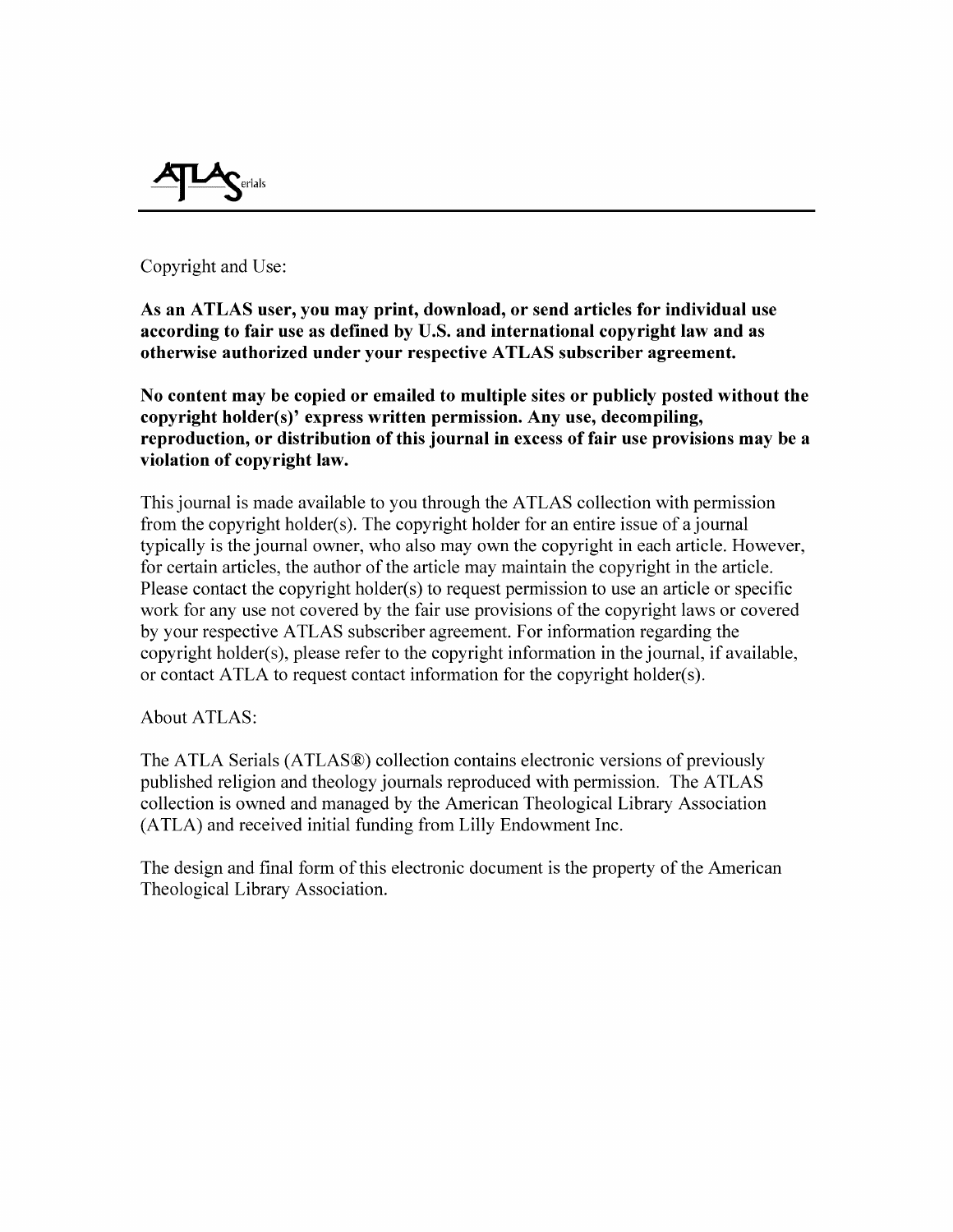ATLAS Serials

Copyright and Use:

**As an ATLAS user, you may print, download, or send articles for individual use according to fair use as defined by U.S. and international copyright law and as otherwise authorized under your respective ATLAS subscriber agreement.**

**No content may be copied or emailed to multiple sites or publicly posted without the copyright holder(s)' express written permission. Any use, decompiling, reproduction, or distribution of this journal in excess of fair use provisions may be a violation of copyright law.**

This journal is made available to you through the ATLAS collection with permission from the copyright holder(s). The copyright holder for an entire issue of a journal typically is the journal owner, who also may own the copyright in each article. However, for certain articles, the author of the article may maintain the copyright in the article. Please contact the copyright holder(s) to request permission to use an article or specific work for any use not covered by the fair use provisions of the copyright laws or covered by your respective ATLAS subscriber agreement. For information regarding the copyright holder(s), please refer to the copyright information in the journal, if available, or contact ATLA to request contact information for the copyright holder(s).

About ATLAS:

The ATLA Serials (ATLAS®) collection contains electronic versions of previously published religion and theology journals reproduced with permission. The ATLAS collection is owned and managed by the American Theological Library Association (ATLA) and received initial funding from Lilly Endowment Inc.

The design and final form of this electronic document is the property of the American Theological Library Association.